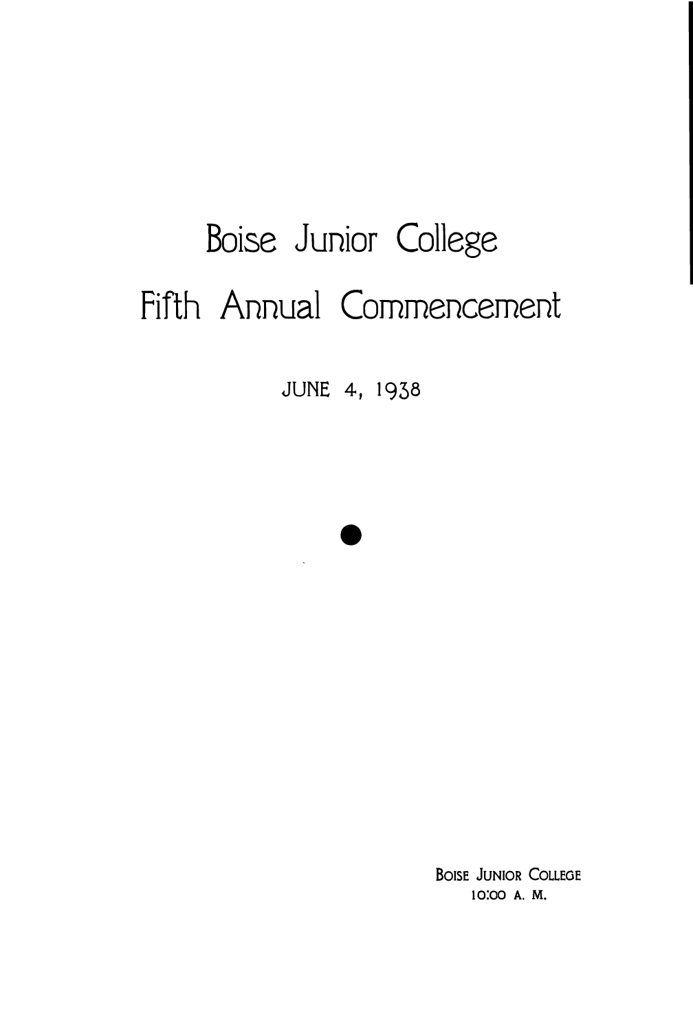# Boise Junior College

# Fifth Annual Commencement

JUNE 4, 1938

Boise Junior College
10:00 A. M.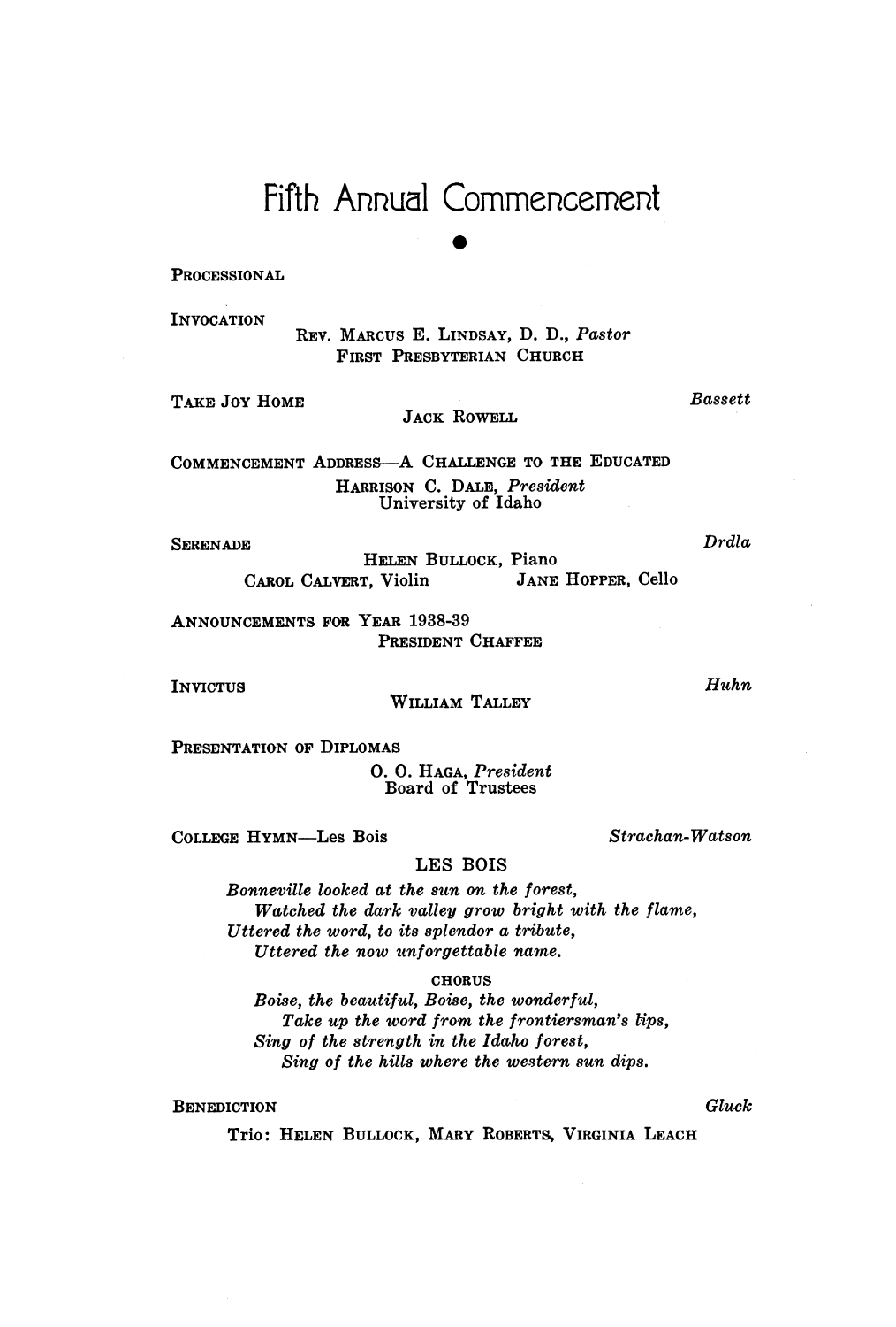# Fifth Annual Commencement

PROCESSIONAL

INVOCATION
REV. MARCUS E. LINDSAY, D. D., *Pastor*
FIRST PRESBYTERIAN CHURCH

TAKE JOY HOME — *Bassett*
JACK ROWELL

COMMENCEMENT ADDRESS—A CHALLENGE TO THE EDUCATED
HARRISON C. DALE, *President*
University of Idaho

SERENADE — *Drdla*
HELEN BULLOCK, Piano
CAROL CALVERT, Violin — JANE HOPPER, Cello

ANNOUNCEMENTS FOR YEAR 1938-39
PRESIDENT CHAFFEE

INVICTUS — *Huhn*
WILLIAM TALLEY

PRESENTATION OF DIPLOMAS
O. O. HAGA, *President*
Board of Trustees

COLLEGE HYMN—Les Bois — *Strachan-Watson*

LES BOIS

*Bonneville looked at the sun on the forest,*
*Watched the dark valley grow bright with the flame,*
*Uttered the word, to its splendor a tribute,*
*Uttered the now unforgettable name.*

CHORUS

*Boise, the beautiful, Boise, the wonderful,*
*Take up the word from the frontiersman's lips,*
*Sing of the strength in the Idaho forest,*
*Sing of the hills where the western sun dips.*

BENEDICTION — *Gluck*
Trio: HELEN BULLOCK, MARY ROBERTS, VIRGINIA LEACH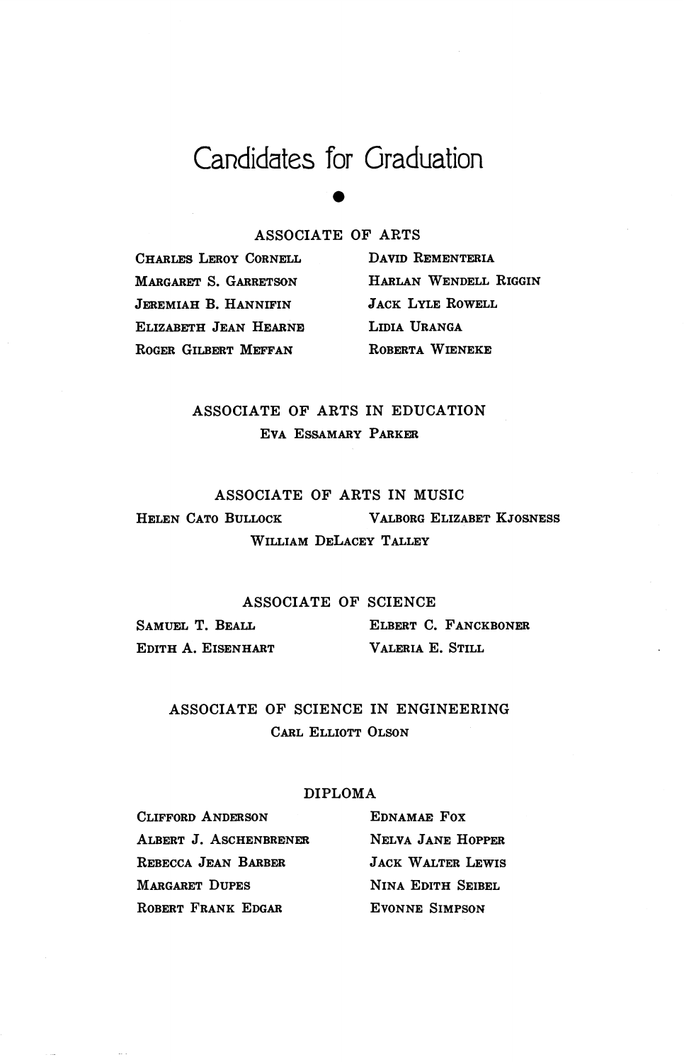# Candidates for Graduation

## ASSOCIATE OF ARTS

Charles Leroy Cornell
Margaret S. Garretson
Jeremiah B. Hannifin
Elizabeth Jean Hearne
Roger Gilbert Meffan
David Rementeria
Harlan Wendell Riggin
Jack Lyle Rowell
Lidia Uranga
Roberta Wieneke

## ASSOCIATE OF ARTS IN EDUCATION

Eva Essamary Parker

## ASSOCIATE OF ARTS IN MUSIC

Helen Cato Bullock
Valborg Elizabet Kjosness
William DeLacey Talley

## ASSOCIATE OF SCIENCE

Samuel T. Beall
Edith A. Eisenhart
Elbert C. Fanckboner
Valeria E. Still

## ASSOCIATE OF SCIENCE IN ENGINEERING

Carl Elliott Olson

## DIPLOMA

Clifford Anderson
Albert J. Aschenbrener
Rebecca Jean Barber
Margaret Dupes
Robert Frank Edgar
Ednamae Fox
Nelva Jane Hopper
Jack Walter Lewis
Nina Edith Seibel
Evonne Simpson